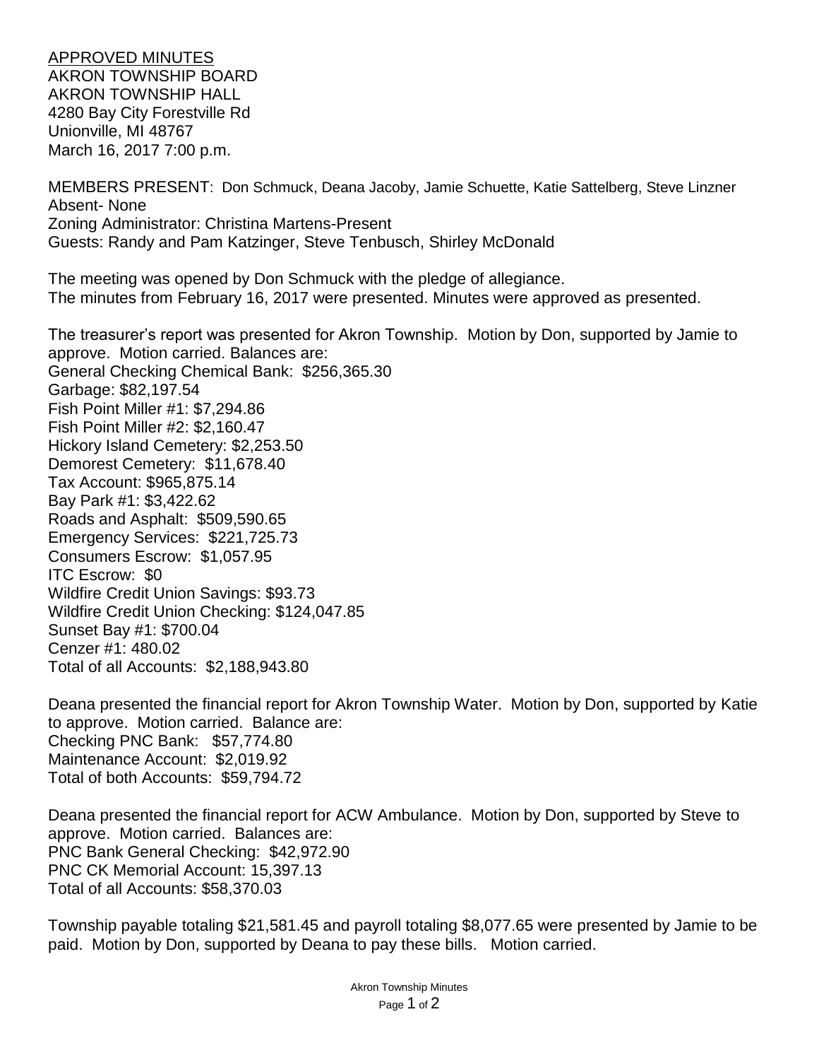APPROVED MINUTES
AKRON TOWNSHIP BOARD
AKRON TOWNSHIP HALL
4280 Bay City Forestville Rd
Unionville, MI 48767
March 16, 2017 7:00 p.m.

MEMBERS PRESENT: Don Schmuck, Deana Jacoby, Jamie Schuette, Katie Sattelberg, Steve Linzner
Absent- None
Zoning Administrator: Christina Martens-Present
Guests: Randy and Pam Katzinger, Steve Tenbusch, Shirley McDonald

The meeting was opened by Don Schmuck with the pledge of allegiance.
The minutes from February 16, 2017 were presented. Minutes were approved as presented.

The treasurer's report was presented for Akron Township. Motion by Don, supported by Jamie to approve. Motion carried. Balances are:
General Checking Chemical Bank: $256,365.30
Garbage: $82,197.54
Fish Point Miller #1: $7,294.86
Fish Point Miller #2: $2,160.47
Hickory Island Cemetery: $2,253.50
Demorest Cemetery: $11,678.40
Tax Account: $965,875.14
Bay Park #1: $3,422.62
Roads and Asphalt: $509,590.65
Emergency Services: $221,725.73
Consumers Escrow: $1,057.95
ITC Escrow: $0
Wildfire Credit Union Savings: $93.73
Wildfire Credit Union Checking: $124,047.85
Sunset Bay #1: $700.04
Cenzer #1: 480.02
Total of all Accounts: $2,188,943.80

Deana presented the financial report for Akron Township Water. Motion by Don, supported by Katie to approve. Motion carried. Balance are:
Checking PNC Bank: $57,774.80
Maintenance Account: $2,019.92
Total of both Accounts: $59,794.72

Deana presented the financial report for ACW Ambulance. Motion by Don, supported by Steve to approve. Motion carried. Balances are:
PNC Bank General Checking: $42,972.90
PNC CK Memorial Account: 15,397.13
Total of all Accounts: $58,370.03

Township payable totaling $21,581.45 and payroll totaling $8,077.65 were presented by Jamie to be paid. Motion by Don, supported by Deana to pay these bills. Motion carried.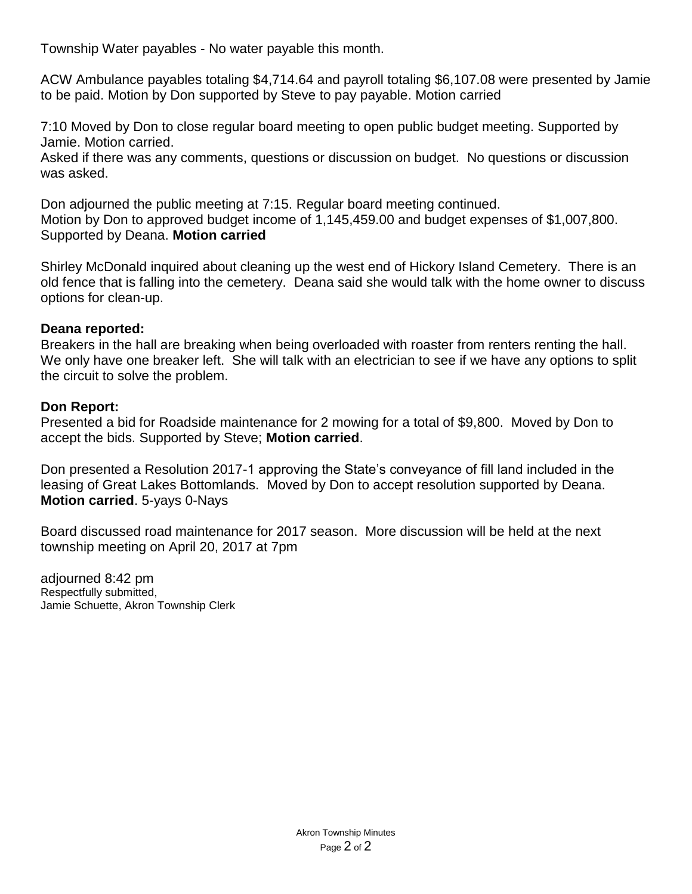Township Water payables - No water payable this month.

ACW Ambulance payables totaling $4,714.64 and payroll totaling $6,107.08 were presented by Jamie to be paid. Motion by Don supported by Steve to pay payable. Motion carried

7:10 Moved by Don to close regular board meeting to open public budget meeting. Supported by Jamie. Motion carried.
Asked if there was any comments, questions or discussion on budget. No questions or discussion was asked.

Don adjourned the public meeting at 7:15. Regular board meeting continued.
Motion by Don to approved budget income of 1,145,459.00 and budget expenses of $1,007,800. Supported by Deana. **Motion carried**

Shirley McDonald inquired about cleaning up the west end of Hickory Island Cemetery. There is an old fence that is falling into the cemetery. Deana said she would talk with the home owner to discuss options for clean-up.

**Deana reported:**
Breakers in the hall are breaking when being overloaded with roaster from renters renting the hall. We only have one breaker left. She will talk with an electrician to see if we have any options to split the circuit to solve the problem.

**Don Report:**
Presented a bid for Roadside maintenance for 2 mowing for a total of $9,800. Moved by Don to accept the bids. Supported by Steve; **Motion carried**.

Don presented a Resolution 2017-1 approving the State's conveyance of fill land included in the leasing of Great Lakes Bottomlands. Moved by Don to accept resolution supported by Deana. **Motion carried**. 5-yays 0-Nays

Board discussed road maintenance for 2017 season. More discussion will be held at the next township meeting on April 20, 2017 at 7pm

adjourned 8:42 pm
Respectfully submitted,
Jamie Schuette, Akron Township Clerk